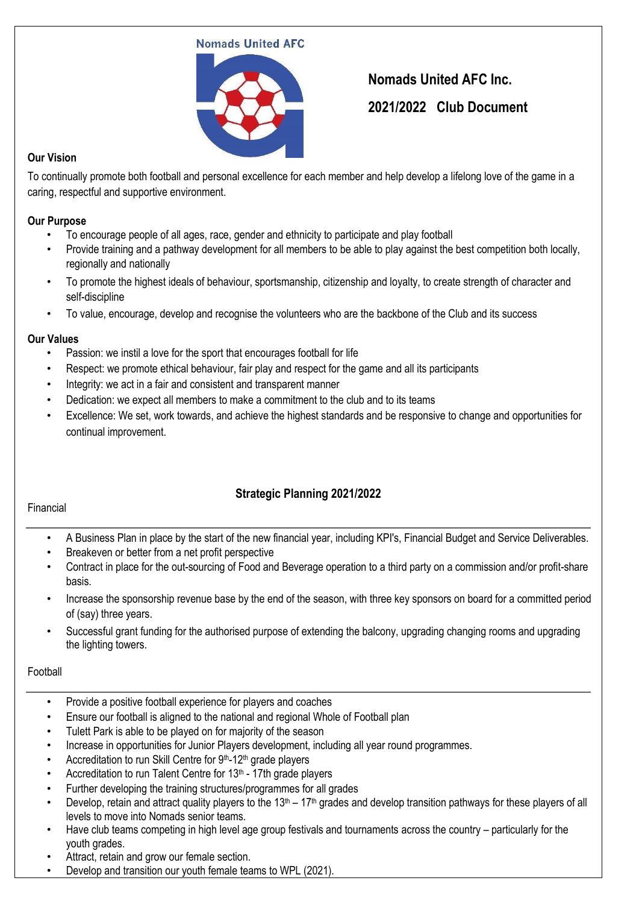Nomads United AFC

# Nomads United AFC Inc.

# 2021/2022 Club Document

## Our Vision

To continually promote both football and personal excellence for each member and help develop a lifelong love of the game in a caring, respectful and supportive environment.

## Our Purpose

- To encourage people of all ages, race, gender and ethnicity to participate and play football
- Provide training and a pathway development for all members to be able to play against the best competition both locally, regionally and nationally
- To promote the highest ideals of behaviour, sportsmanship, citizenship and loyalty, to create strength of character and self-discipline
- To value, encourage, develop and recognise the volunteers who are the backbone of the Club and its success

## Our Values

- Passion: we instil a love for the sport that encourages football for life
- Respect: we promote ethical behaviour, fair play and respect for the game and all its participants
- Integrity: we act in a fair and consistent and transparent manner
- Dedication: we expect all members to make a commitment to the club and to its teams
- Excellence: We set, work towards, and achieve the highest standards and be responsive to change and opportunities for continual improvement.

## Strategic Planning 2021/2022

### Financial

- A Business Plan in place by the start of the new financial year, including KPI's, Financial Budget and Service Deliverables.
- Breakeven or better from a net profit perspective
- Contract in place for the out-sourcing of Food and Beverage operation to a third party on a commission and/or profit-share basis.
- Increase the sponsorship revenue base by the end of the season, with three key sponsors on board for a committed period of (say) three years.
- Successful grant funding for the authorised purpose of extending the balcony, upgrading changing rooms and upgrading the lighting towers.

### Football

- Provide a positive football experience for players and coaches
- Ensure our football is aligned to the national and regional Whole of Football plan
- Tulett Park is able to be played on for majority of the season
- Increase in opportunities for Junior Players development, including all year round programmes.
- Accreditation to run Skill Centre for 9th-12th grade players
- Accreditation to run Talent Centre for 13th - 17th grade players
- Further developing the training structures/programmes for all grades
- Develop, retain and attract quality players to the 13th – 17th grades and develop transition pathways for these players of all levels to move into Nomads senior teams.
- Have club teams competing in high level age group festivals and tournaments across the country – particularly for the youth grades.
- Attract, retain and grow our female section.
- Develop and transition our youth female teams to WPL (2021).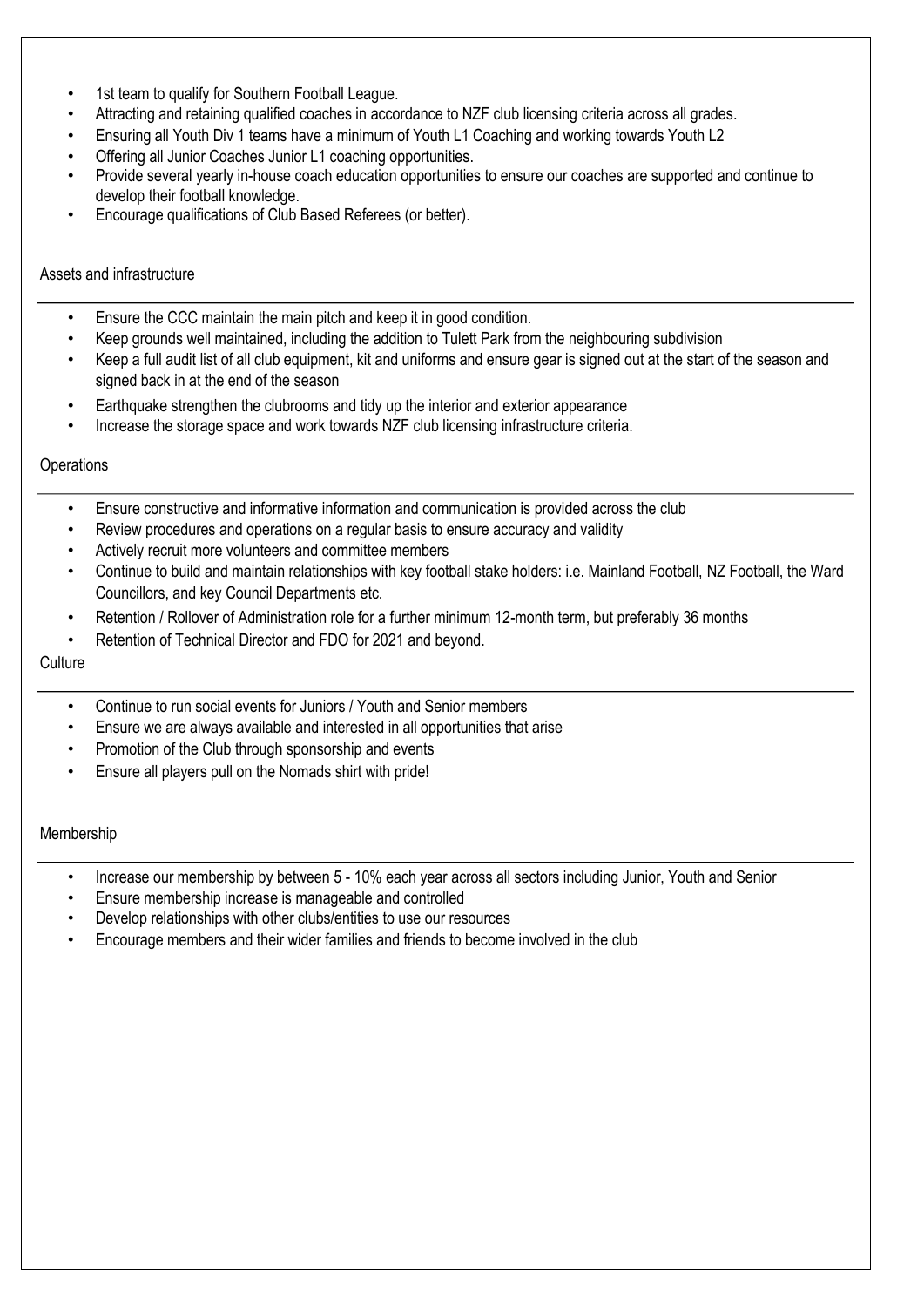- 1st team to qualify for Southern Football League.
- Attracting and retaining qualified coaches in accordance to NZF club licensing criteria across all grades.
- Ensuring all Youth Div 1 teams have a minimum of Youth L1 Coaching and working towards Youth L2
- Offering all Junior Coaches Junior L1 coaching opportunities.
- Provide several yearly in-house coach education opportunities to ensure our coaches are supported and continue to develop their football knowledge.
- Encourage qualifications of Club Based Referees (or better).

## Assets and infrastructure

- Ensure the CCC maintain the main pitch and keep it in good condition.
- Keep grounds well maintained, including the addition to Tulett Park from the neighbouring subdivision
- Keep a full audit list of all club equipment, kit and uniforms and ensure gear is signed out at the start of the season and signed back in at the end of the season
- Earthquake strengthen the clubrooms and tidy up the interior and exterior appearance
- Increase the storage space and work towards NZF club licensing infrastructure criteria.

## Operations

- Ensure constructive and informative information and communication is provided across the club
- Review procedures and operations on a regular basis to ensure accuracy and validity
- Actively recruit more volunteers and committee members
- Continue to build and maintain relationships with key football stake holders: i.e. Mainland Football, NZ Football, the Ward Councillors, and key Council Departments etc.
- Retention / Rollover of Administration role for a further minimum 12-month term, but preferably 36 months
- Retention of Technical Director and FDO for 2021 and beyond.

## Culture

- Continue to run social events for Juniors / Youth and Senior members
- Ensure we are always available and interested in all opportunities that arise
- Promotion of the Club through sponsorship and events
- Ensure all players pull on the Nomads shirt with pride!

## Membership

- Increase our membership by between 5 - 10% each year across all sectors including Junior, Youth and Senior
- Ensure membership increase is manageable and controlled
- Develop relationships with other clubs/entities to use our resources
- Encourage members and their wider families and friends to become involved in the club